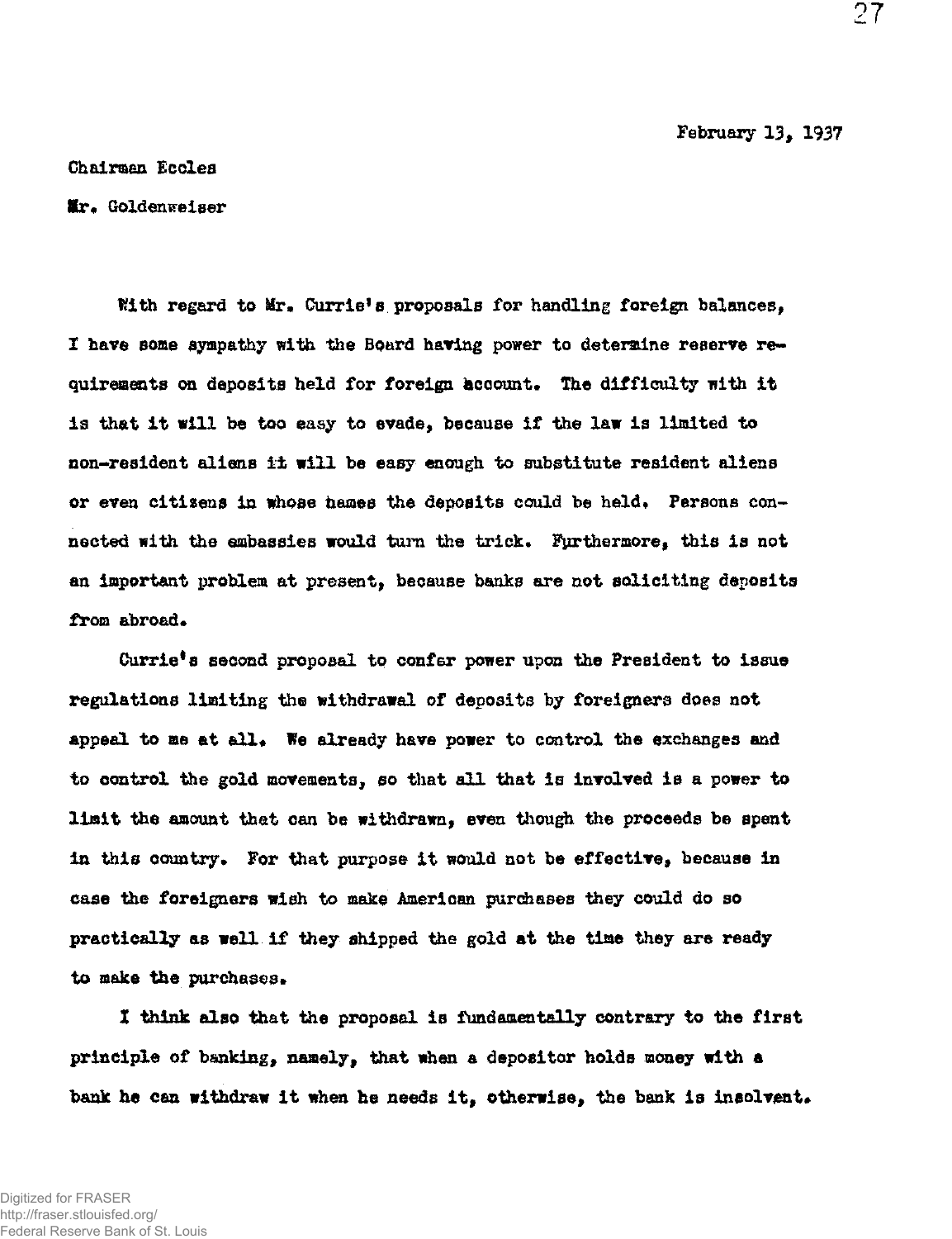February 13, 1937

Chairman Eccles

Mr. Goldenweiser

With regard to Mr. Currie's proposals for handling foreign balances, I have some sympathy with the Board having power to determine reserve requirements on deposits held for foreign account. The difficulty with it is that it will be too easy to evade, because if the law is limited to non-resident aliens it will be easy enough to substitute resident aliens or even citizens in whose names the deposits could be held. Persons connected with the embassies would turn the trick. Furthermore, this is not an important problem at present, because banks are not soliciting deposits from abroad.

Currie's second proposal to confer power upon the President to issue regulations limiting the withdrawal of deposits by foreigners does not appeal to me at all. We already have power to control the exchanges and to control the gold movements, so that all that is involved is a power to limit the amount that can be withdrawn, even though the proceeds be spent in this country. For that purpose it would not be effective, because in case the foreigners wish to make American purchases they could do so practically as well if they shipped the gold at the time they are ready to make the purchases.

I think also that the proposal is fundamentally contrary to the first principle of banking, namely, that when a depositor holds money with a bank he can withdraw it when he needs it, otherwise, the bank is insolvent.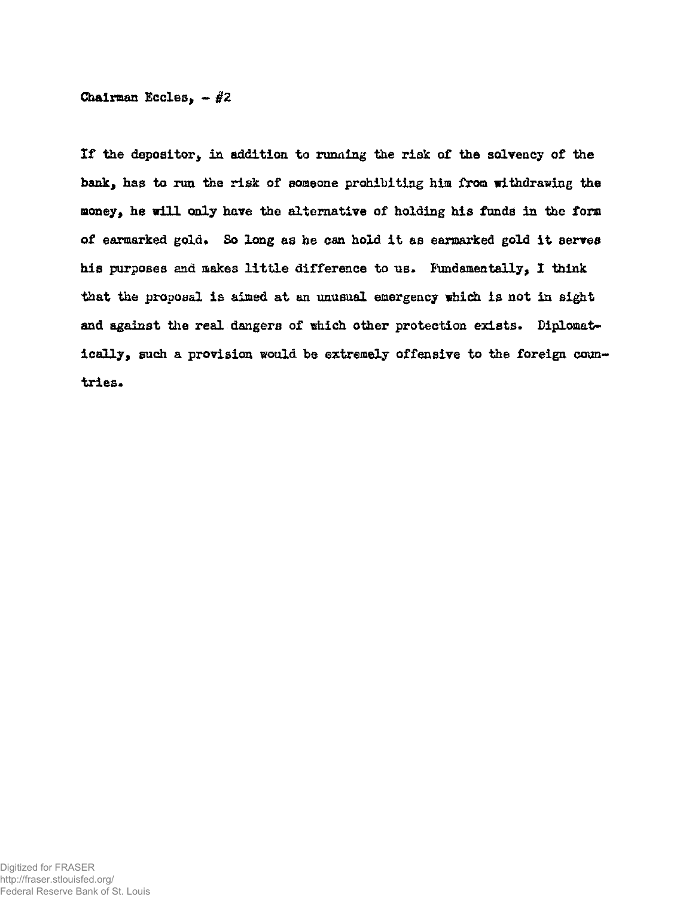Chairman Eccles, - #2

If the depositor, in addition to running the risk of the solvency of the bank, has to run the risk of someone prohibiting him from withdrawing the money, he will only have the alternative of holding his funds in the form of earmarked gold. So long as he can hold it as earmarked gold it serves his purposes and makes little difference to us. Fundamentally, I think that the proposal is aimed at an unusual emergency which is not in sight and against the real dangers of which other protection exists. Diplomatically, such a provision would be extremely offensive to the foreign countries.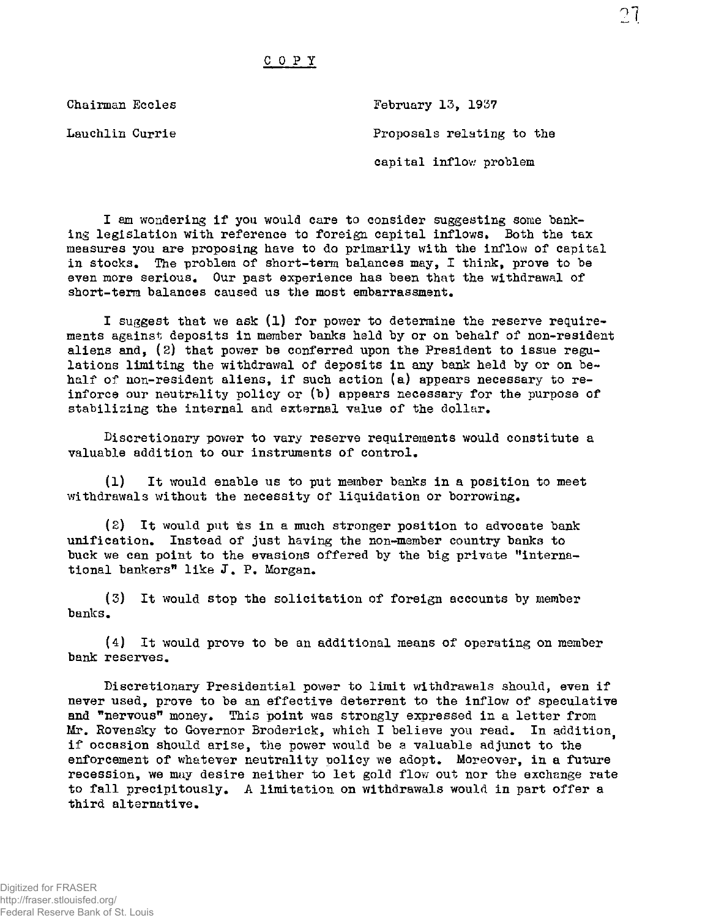C O P Y

Chairman Eccles — February 13, 1937

Lauchlin Currie — Proposals relating to the capital inflow problem

I am wondering if you would care to consider suggesting some banking legislation with reference to foreign capital inflows. Both the tax measures you are proposing have to do primarily with the inflow of capital in stocks. The problem of short-term balances may, I think, prove to be even more serious. Our past experience has been that the withdrawal of short-term balances caused us the most embarrassment.

I suggest that we ask (1) for power to determine the reserve requirements against deposits in member banks held by or on behalf of non-resident aliens and, (2) that power be conferred upon the President to issue regulations limiting the withdrawal of deposits in any bank held by or on behalf of non-resident aliens, if such action (a) appears necessary to reinforce our neutrality policy or (b) appears necessary for the purpose of stabilizing the internal and external value of the dollar.

Discretionary power to vary reserve requirements would constitute a valuable addition to our instruments of control.

(1) It would enable us to put member banks in a position to meet withdrawals without the necessity of liquidation or borrowing.

(2) It would put us in a much stronger position to advocate bank unification. Instead of just having the non-member country banks to buck we can point to the evasions offered by the big private "international bankers" like J. P. Morgan.

(3) It would stop the solicitation of foreign accounts by member banks.

(4) It would prove to be an additional means of operating on member bank reserves.

Discretionary Presidential power to limit withdrawals should, even if never used, prove to be an effective deterrent to the inflow of speculative and "nervous" money. This point was strongly expressed in a letter from Mr. Rovensky to Governor Broderick, which I believe you read. In addition, if occasion should arise, the power would be a valuable adjunct to the enforcement of whatever neutrality policy we adopt. Moreover, in a future recession, we may desire neither to let gold flow out nor the exchange rate to fall precipitously. A limitation on withdrawals would in part offer a third alternative.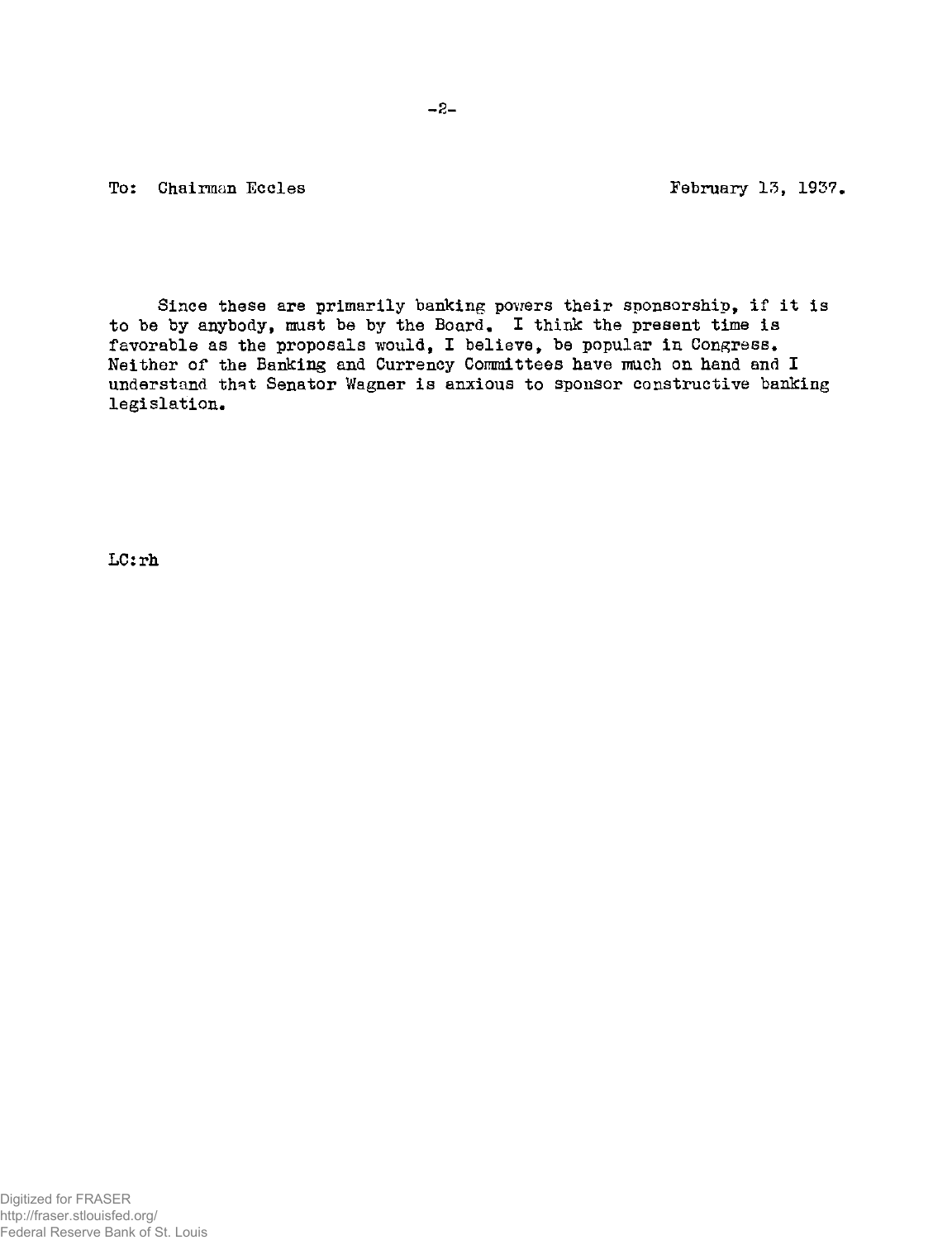To: Chairman Eccles February 13, 1937.

Since these are primarily banking powers their sponsorship, if it is to be by anybody, must be by the Board. I think the present time is favorable as the proposals would, I believe, be popular in Congress. Neither of the Banking and Currency Committees have much on hand and I understand that Senator Wagner is anxious to sponsor constructive banking legislation.

LC:rh